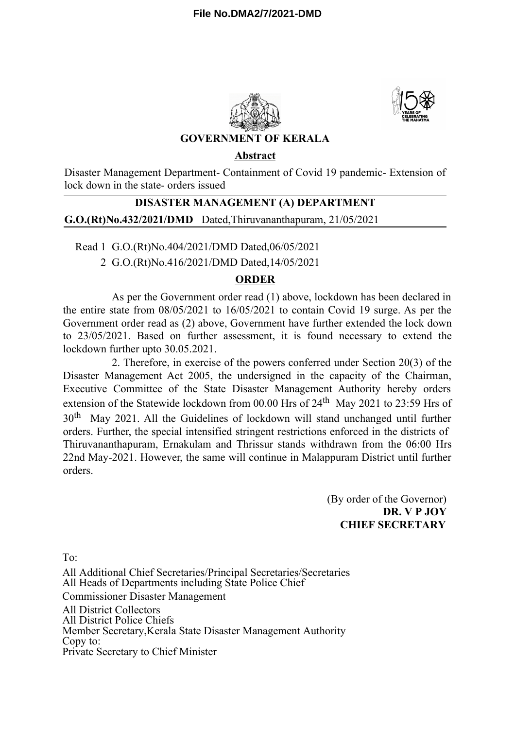File No.DMA2/7/2021-DMD

# GOVERNMENT OF KERALA

**Abstract**

Disaster Management Department- Containment of Covid 19 pandemic- Extension of lock down in the state- orders issued

## DISASTER MANAGEMENT (A) DEPARTMENT

**G.O.(Rt)No.432/2021/DMD** Dated,Thiruvananthapuram, 21/05/2021

Read 1 G.O.(Rt)No.404/2021/DMD Dated,06/05/2021

2 G.O.(Rt)No.416/2021/DMD Dated,14/05/2021

**ORDER**

As per the Government order read (1) above, lockdown has been declared in the entire state from 08/05/2021 to 16/05/2021 to contain Covid 19 surge. As per the Government order read as (2) above, Government have further extended the lock down to 23/05/2021. Based on further assessment, it is found necessary to extend the lockdown further upto 30.05.2021.

2. Therefore, in exercise of the powers conferred under Section 20(3) of the Disaster Management Act 2005, the undersigned in the capacity of the Chairman, Executive Committee of the State Disaster Management Authority hereby orders extension of the Statewide lockdown from 00.00 Hrs of 24th May 2021 to 23:59 Hrs of 30th May 2021. All the Guidelines of lockdown will stand unchanged until further orders. Further, the special intensified stringent restrictions enforced in the districts of Thiruvananthapuram, Ernakulam and Thrissur stands withdrawn from the 06:00 Hrs 22nd May-2021. However, the same will continue in Malappuram District until further orders.

(By order of the Governor)
**DR. V P JOY**
**CHIEF SECRETARY**

To:

All Additional Chief Secretaries/Principal Secretaries/Secretaries
All Heads of Departments including State Police Chief
Commissioner Disaster Management
All District Collectors
All District Police Chiefs
Member Secretary,Kerala State Disaster Management Authority
Copy to:
Private Secretary to Chief Minister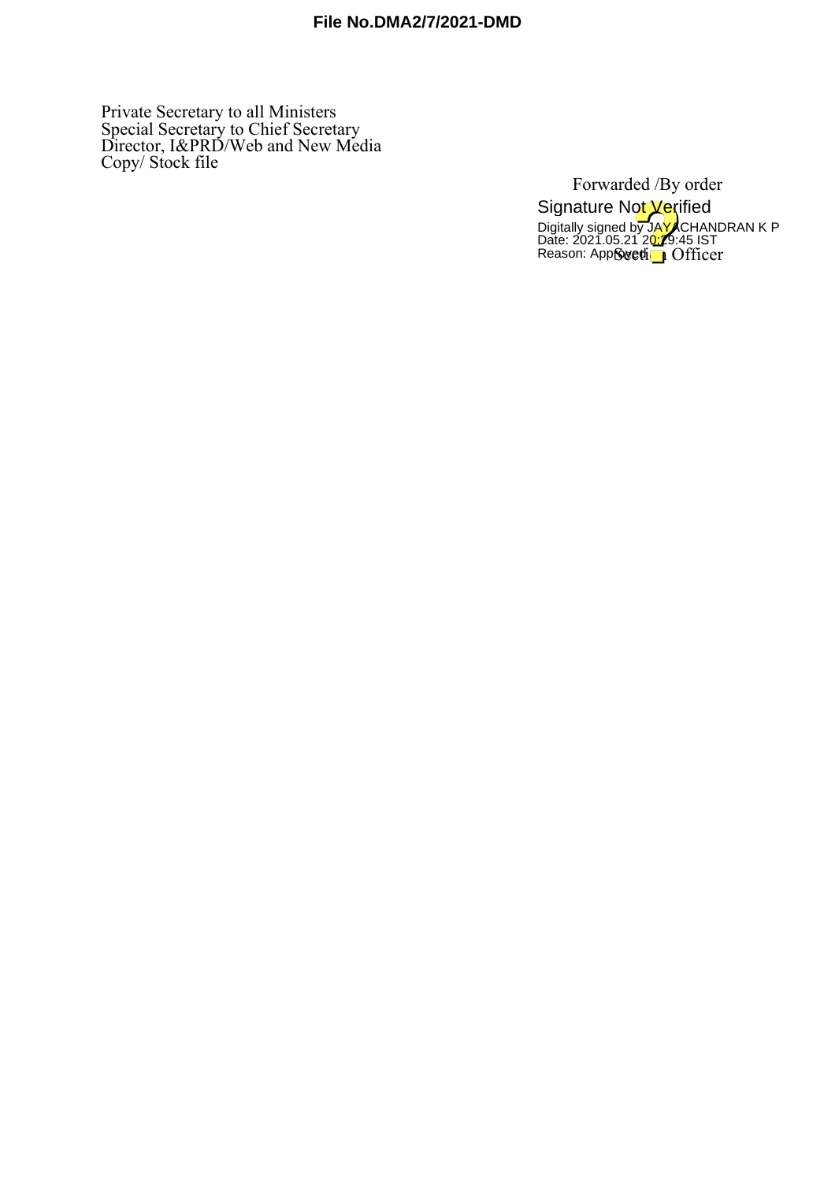Private Secretary to all Ministers
Special Secretary to Chief Secretary
Director, I&PRD/Web and New Media
Copy/ Stock file

Forwarded /By order

Signature Not Verified
Digitally signed by JAYACHANDRAN K P
Date: 2021.05.21 20:29:45 IST
Reason: Approved

Section Officer